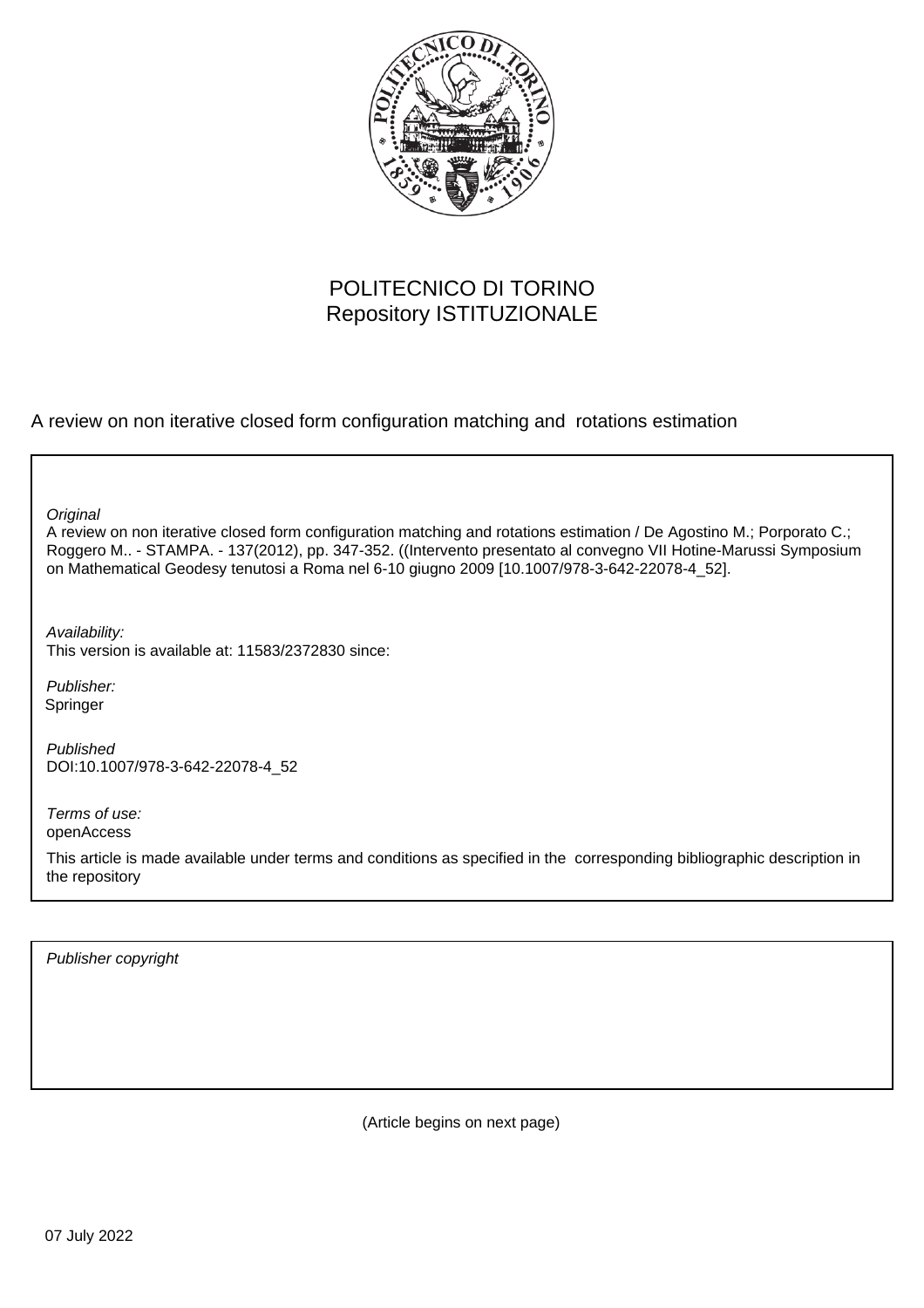POLITECNICO DI TORINO
Repository ISTITUZIONALE

A review on non iterative closed form configuration matching and rotations estimation

*Original*
A review on non iterative closed form configuration matching and rotations estimation / De Agostino M.; Porporato C.; Roggero M.. - STAMPA. - 137(2012), pp. 347-352. ((Intervento presentato al convegno VII Hotine-Marussi Symposium on Mathematical Geodesy tenutosi a Roma nel 6-10 giugno 2009 [10.1007/978-3-642-22078-4_52].

*Availability:*
This version is available at: 11583/2372830 since:

*Publisher:*
Springer

*Published*
DOI:10.1007/978-3-642-22078-4_52

*Terms of use:*
openAccess

This article is made available under terms and conditions as specified in the corresponding bibliographic description in the repository

*Publisher copyright*

(Article begins on next page)

07 July 2022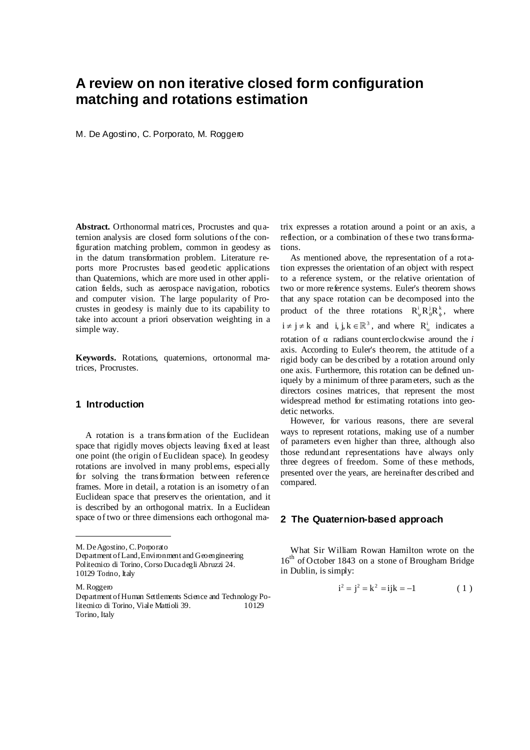// A review on non iterative closed form configuration matching and rotations estimation

# A review on non iterative closed form configuration matching and rotations estimation

M. De Agostino, C. Porporato, M. Roggero

**Abstract.** Orthonormal matrices, Procrustes and quaternion analysis are closed form solutions of the configuration matching problem, common in geodesy as in the datum transformation problem. Literature reports more Procrustes based geodetic applications than Quaternions, which are more used in other application fields, such as aerospace navigation, robotics and computer vision. The large popularity of Procrustes in geodesy is mainly due to its capability to take into account a priori observation weighting in a simple way.

**Keywords.** Rotations, quaternions, ortonormal matrices, Procrustes.

## 1 Introduction

A rotation is a transformation of the Euclidean space that rigidly moves objects leaving fixed at least one point (the origin of Euclidean space). In geodesy rotations are involved in many problems, especially for solving the transformation between reference frames. More in detail, a rotation is an isometry of an Euclidean space that preserves the orientation, and it is described by an orthogonal matrix. In a Euclidean space of two or three dimensions each orthogonal matrix expresses a rotation around a point or an axis, a reflection, or a combination of these two transformations.

As mentioned above, the representation of a rotation expresses the orientation of an object with respect to a reference system, or the relative orientation of two or more reference systems. Euler's theorem shows that any space rotation can be decomposed into the product of the three rotations $R^i_\psi R^j_\theta R^k_\phi$, where $i \neq j \neq k$ and $i, j, k \in \mathbb{R}^3$, and where $R^i_\alpha$ indicates a rotation of α radians counterclockwise around the *i* axis. According to Euler's theorem, the attitude of a rigid body can be described by a rotation around only one axis. Furthermore, this rotation can be defined uniquely by a minimum of three parameters, such as the directors cosines matrices, that represent the most widespread method for estimating rotations into geodetic networks.

However, for various reasons, there are several ways to represent rotations, making use of a number of parameters even higher than three, although also those redundant representations have always only three degrees of freedom. Some of these methods, presented over the years, are hereinafter described and compared.

## 2 The Quaternion-based approach

What Sir William Rowan Hamilton wrote on the 16th of October 1843 on a stone of Brougham Bridge in Dublin, is simply:

$$i^2 = j^2 = k^2 = ijk = -1 \qquad (1)$$

---

M. De Agostino, C. Porporato
Department of Land, Environment and Geoengineering
Politecnico di Torino, Corso Duca degli Abruzzi 24.
10129 Torino, Italy

M. Roggero
Department of Human Settlements Science and Technology Politecnico di Torino, Viale Mattioli 39. 10129 Torino, Italy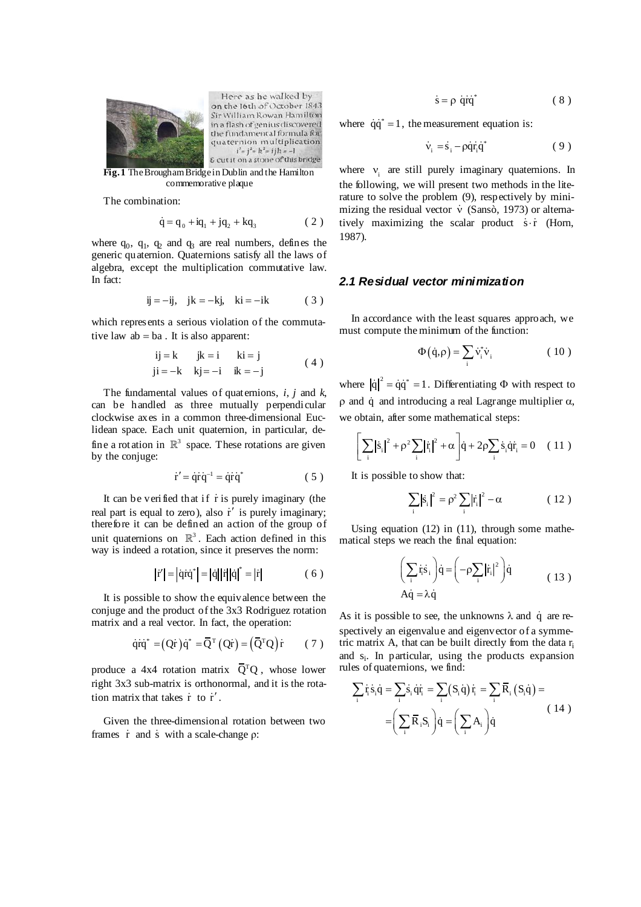**Fig. 1** The Brougham Bridge in Dublin and the Hamilton commemorative plaque

The combination:

$$\dot{q} = q_0 + iq_1 + jq_2 + kq_3 \tag{2}$$

where $q_0$, $q_1$, $q_2$ and $q_3$ are real numbers, defines the generic quaternion. Quaternions satisfy all the laws of algebra, except the multiplication commutative law. In fact:

$$ij = -ij, \quad jk = -kj, \quad ki = -ik \tag{3}$$

which represents a serious violation of the commutative law $ab = ba$. It is also apparent:

$$\begin{array}{lll} ij = k & jk = i & ki = j \\ ji = -k & kj = -i & ik = -j \end{array} \tag{4}$$

The fundamental values of quaternions, *i*, *j* and *k*, can be handled as three mutually perpendicular clockwise axes in a common three-dimensional Euclidean space. Each unit quaternion, in particular, define a rotation in $\mathbb{R}^3$ space. These rotations are given by the conjuge:

$$\dot{r}' = \dot{q}\dot{r}\dot{q}^{-1} = \dot{q}\dot{r}\dot{q}^* \tag{5}$$

It can be verified that if $\dot{r}$ is purely imaginary (the real part is equal to zero), also $\dot{r}'$ is purely imaginary; therefore it can be defined an action of the group of unit quaternions on $\mathbb{R}^3$. Each action defined in this way is indeed a rotation, since it preserves the norm:

$$|\dot{r}'| = |\dot{q}\dot{r}\dot{q}^*| = |\dot{q}||\dot{r}||\dot{q}|^* = |\dot{r}| \tag{6}$$

It is possible to show the equivalence between the conjuge and the product of the 3x3 Rodriguez rotation matrix and a real vector. In fact, the operation:

$$\dot{q}\dot{r}\dot{q}^* = (Q\dot{r})\dot{q}^* = \bar{Q}^T(Q\dot{r}) = (\bar{Q}^T Q)\dot{r} \tag{7}$$

produce a 4x4 rotation matrix $\bar{Q}^T Q$, whose lower right 3x3 sub-matrix is orthonormal, and it is the rotation matrix that takes $\dot{r}$ to $\dot{r}'$.

Given the three-dimensional rotation between two frames $\dot{r}$ and $\dot{s}$ with a scale-change ρ:

$$\dot{s} = \rho\ \dot{q}\dot{r}\dot{q}^* \tag{8}$$

where $\dot{q}\dot{q}^* = 1$, the measurement equation is:

$$\dot{v}_i = \dot{s}_i - \rho\dot{q}\dot{r}_i\dot{q}^* \tag{9}$$

where $v_i$ are still purely imaginary quaternions. In the following, we will present two methods in the literature to solve the problem (9), respectively by minimizing the residual vector $\dot{v}$ (Sansò, 1973) or alternatively maximizing the scalar product $\dot{s}\cdot\dot{r}$ (Horn, 1987).

### *2.1 Residual vector minimization*

In accordance with the least squares approach, we must compute the minimum of the function:

$$\Phi(\dot{q},\rho) = \sum_i \dot{v}_i^* \dot{v}_i \tag{10}$$

where $|\dot{q}|^2 = \dot{q}\dot{q}^* = 1$. Differentiating Φ with respect to ρ and $\dot{q}$ and introducing a real Lagrange multiplier α, we obtain, after some mathematical steps:

$$\left[\sum_i |\dot{s}_i|^2 + \rho^2 \sum_i |\dot{r}_i|^2 + \alpha\right]\dot{q} + 2\rho\sum_i \dot{s}_i\dot{q}\dot{r}_i = 0 \tag{11}$$

It is possible to show that:

$$\sum_i |\dot{s}_i|^2 = \rho^2 \sum_i |\dot{r}_i|^2 - \alpha \tag{12}$$

Using equation (12) in (11), through some mathematical steps we reach the final equation:

$$\begin{gathered} \left(\sum_i \dot{r}_i\dot{s}_i\right)\dot{q} = \left(-\rho\sum_i |\dot{r}_i|^2\right)\dot{q} \\ A\dot{q} = \lambda\dot{q} \end{gathered} \tag{13}$$

As it is possible to see, the unknowns λ and $\dot{q}$ are respectively an eigenvalue and eigenvector of a symmetric matrix A, that can be built directly from the data $r_i$ and $s_i$. In particular, using the products expansion rules of quaternions, we find:

$$\begin{aligned} \sum_i \dot{r}_i\dot{s}_i\dot{q} &= \sum_i \dot{s}_i\dot{q}\dot{r}_i = \sum_i (S_i\dot{q})\dot{r}_i = \sum_i \bar{R}_i(S_i\dot{q}) = \\ &= \left(\sum_i \bar{R}_i S_i\right)\dot{q} = \left(\sum_i A_i\right)\dot{q} \end{aligned} \tag{14}$$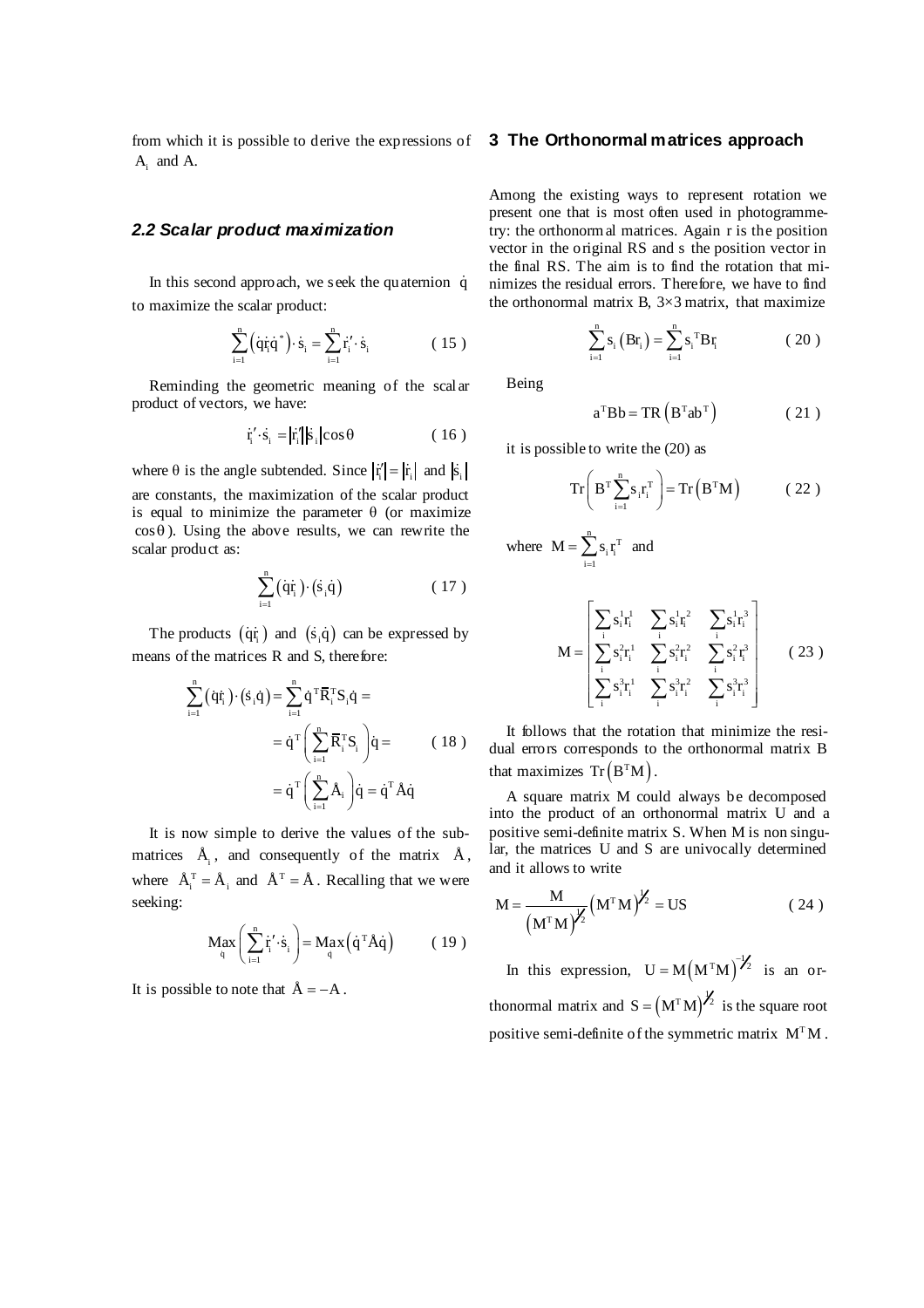from which it is possible to derive the expressions of $A_i$ and A.

### 2.2 Scalar product maximization

In this second approach, we seek the quaternion $\dot{q}$ to maximize the scalar product:

$$\sum_{i=1}^{n}\left(\dot{q}\dot{r}_i\dot{q}^*\right)\cdot\dot{s}_i=\sum_{i=1}^{n}\dot{r}_i'\cdot\dot{s}_i \qquad (15)$$

Reminding the geometric meaning of the scalar product of vectors, we have:

$$\dot{r}_i'\cdot\dot{s}_i=\left|\dot{r}_i'\right|\left|\dot{s}_i\right|\cos\theta \qquad (16)$$

where θ is the angle subtended. Since $\left|\dot{r}_i'\right|=\left|\dot{r}_i\right|$ and $\left|\dot{s}_i\right|$ are constants, the maximization of the scalar product is equal to minimize the parameter θ (or maximize $\cos\theta$). Using the above results, we can rewrite the scalar product as:

$$\sum_{i=1}^{n}\left(\dot{q}\dot{r}_i\right)\cdot\left(\dot{s}_i\dot{q}\right) \qquad (17)$$

The products $\left(\dot{q}\dot{r}_i\right)$ and $\left(\dot{s}_i\dot{q}\right)$ can be expressed by means of the matrices R and S, therefore:

$$\begin{aligned}\sum_{i=1}^{n}\left(\dot{q}\dot{r}_i\right)\cdot\left(\dot{s}_i\dot{q}\right)&=\sum_{i=1}^{n}\dot{q}^T\overline{R}_i^TS_i\dot{q}=\\&=\dot{q}^T\left(\sum_{i=1}^{n}\overline{R}_i^TS_i\right)\dot{q}=\\&=\dot{q}^T\left(\sum_{i=1}^{n}\mathring{A}_i\right)\dot{q}=\dot{q}^T\mathring{A}\dot{q}\end{aligned} \qquad (18)$$

It is now simple to derive the values of the sub-matrices $\mathring{A}_i$, and consequently of the matrix $\mathring{A}$, where $\mathring{A}_i^T=\mathring{A}_i$ and $\mathring{A}^T=\mathring{A}$. Recalling that we were seeking:

$$\underset{\dot{q}}{\mathrm{Max}}\left(\sum_{i=1}^{n}\dot{r}_i'\cdot\dot{s}_i\right)=\underset{\dot{q}}{\mathrm{Max}}\left(\dot{q}^T\mathring{A}\dot{q}\right) \qquad (19)$$

It is possible to note that $\mathring{A}=-A$.

## 3 The Orthonormal matrices approach

Among the existing ways to represent rotation we present one that is most often used in photogrammetry: the orthonormal matrices. Again r is the position vector in the original RS and s the position vector in the final RS. The aim is to find the rotation that minimizes the residual errors. Therefore, we have to find the orthonormal matrix B, 3×3 matrix, that maximize

$$\sum_{i=1}^{n}s_i\left(Br_i\right)=\sum_{i=1}^{n}s_i^TBr_i \qquad (20)$$

Being

$$a^TBb=TR\left(B^Tab^T\right) \qquad (21)$$

it is possible to write the (20) as

$$\mathrm{Tr}\left(B^T\sum_{i=1}^{n}s_ir_i^T\right)=\mathrm{Tr}\left(B^TM\right) \qquad (22)$$

where $M=\sum_{i=1}^{n}s_ir_i^T$ and

$$M=\begin{bmatrix}\sum_i s_i^1r_i^1 & \sum_i s_i^1r_i^2 & \sum_i s_i^1r_i^3\\ \sum_i s_i^2r_i^1 & \sum_i s_i^2r_i^2 & \sum_i s_i^2r_i^3\\ \sum_i s_i^3r_i^1 & \sum_i s_i^3r_i^2 & \sum_i s_i^3r_i^3\end{bmatrix} \qquad (23)$$

It follows that the rotation that minimize the residual errors corresponds to the orthonormal matrix B that maximizes $\mathrm{Tr}\left(B^TM\right)$.

A square matrix M could always be decomposed into the product of an orthonormal matrix U and a positive semi-definite matrix S. When M is non singular, the matrices U and S are univocally determined and it allows to write

$$M=\frac{M}{\left(M^TM\right)^{1/2}}\left(M^TM\right)^{1/2}=US \qquad (24)$$

In this expression, $U=M\left(M^TM\right)^{-1/2}$ is an orthonormal matrix and $S=\left(M^TM\right)^{1/2}$ is the square root positive semi-definite of the symmetric matrix $M^TM$.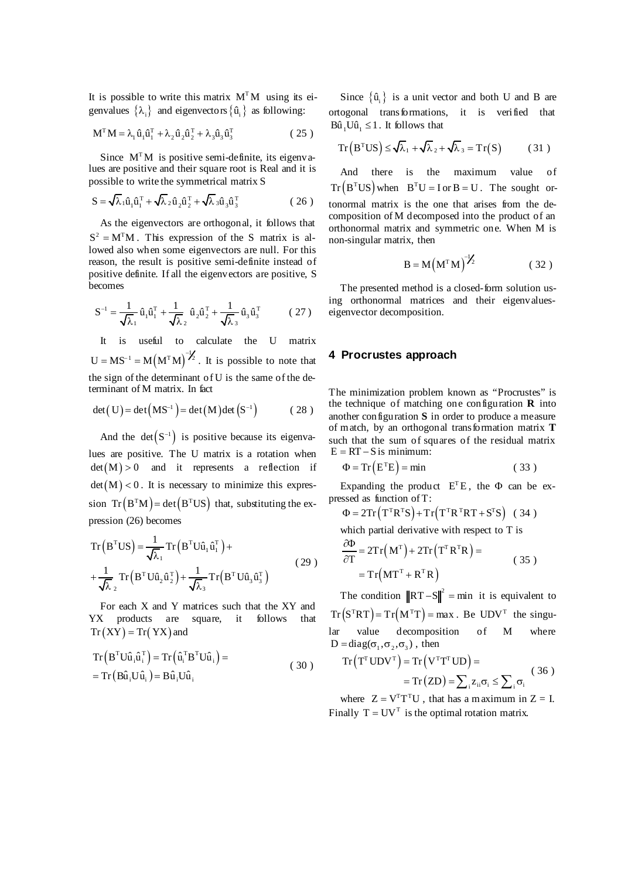It is possible to write this matrix $M^T M$ using its eigenvalues $\{\lambda_i\}$ and eigenvectors $\{\hat{u}_i\}$ as following:

$$M^T M = \lambda_1 \hat{u}_1 \hat{u}_1^T + \lambda_2 \hat{u}_2 \hat{u}_2^T + \lambda_3 \hat{u}_3 \hat{u}_3^T \tag{25}$$

Since $M^T M$ is positive semi-definite, its eigenvalues are positive and their square root is Real and it is possible to write the symmetrical matrix S

$$S = \sqrt{\lambda_1} \hat{u}_1 \hat{u}_1^T + \sqrt{\lambda_2} \hat{u}_2 \hat{u}_2^T + \sqrt{\lambda_3} \hat{u}_3 \hat{u}_3^T \tag{26}$$

As the eigenvectors are orthogonal, it follows that $S^2 = M^T M$. This expression of the S matrix is allowed also when some eigenvectors are null. For this reason, the result is positive semi-definite instead of positive definite. If all the eigenvectors are positive, S becomes

$$S^{-1} = \frac{1}{\sqrt{\lambda_1}} \hat{u}_1 \hat{u}_1^T + \frac{1}{\sqrt{\lambda_2}} \hat{u}_2 \hat{u}_2^T + \frac{1}{\sqrt{\lambda_3}} \hat{u}_3 \hat{u}_3^T \tag{27}$$

It is useful to calculate the U matrix $U = MS^{-1} = M\left(M^T M\right)^{-\frac{1}{2}}$. It is possible to note that the sign of the determinant of U is the same of the determinant of M matrix. In fact

$$\det(U) = \det\left(MS^{-1}\right) = \det(M)\det\left(S^{-1}\right) \tag{28}$$

And the $\det\left(S^{-1}\right)$ is positive because its eigenvalues are positive. The U matrix is a rotation when $\det(M) > 0$ and it represents a reflection if $\det(M) < 0$. It is necessary to minimize this expression $\mathrm{Tr}\left(B^T M\right) = \det\left(B^T US\right)$ that, substituting the expression (26) becomes

$$\begin{aligned} \mathrm{Tr}\left(B^T US\right) &= \frac{1}{\sqrt{\lambda_1}} \mathrm{Tr}\left(B^T U \hat{u}_1 \hat{u}_1^T\right) + \\ &+ \frac{1}{\sqrt{\lambda_2}} \mathrm{Tr}\left(B^T U \hat{u}_2 \hat{u}_2^T\right) + \frac{1}{\sqrt{\lambda_3}} \mathrm{Tr}\left(B^T U \hat{u}_3 \hat{u}_3^T\right) \end{aligned} \tag{29}$$

For each X and Y matrices such that the XY and YX products are square, it follows that $\mathrm{Tr}(XY) = \mathrm{Tr}(YX)$ and

$$\begin{aligned} \mathrm{Tr}\left(B^T U \hat{u}_i \hat{u}_i^T\right) &= \mathrm{Tr}\left(\hat{u}_i^T B^T U \hat{u}_i\right) = \\ &= \mathrm{Tr}\left(B \hat{u}_i U \hat{u}_i\right) = B \hat{u}_i U \hat{u}_i \end{aligned} \tag{30}$$

Since $\{\hat{u}_i\}$ is a unit vector and both U and B are ortogonal transformations, it is verified that $B\hat{u}_1 U \hat{u}_1 \leq 1$. It follows that

$$\mathrm{Tr}\left(B^T US\right) \leq \sqrt{\lambda_1} + \sqrt{\lambda_2} + \sqrt{\lambda_3} = \mathrm{Tr}(S) \tag{31}$$

And there is the maximum value of $\mathrm{Tr}\left(B^T US\right)$ when $B^T U = I$ or $B = U$. The sought orthonormal matrix is the one that arises from the decomposition of M decomposed into the product of an orthonormal matrix and symmetric one. When M is non-singular matrix, then

$$B = M\left(M^T M\right)^{-\frac{1}{2}} \tag{32}$$

The presented method is a closed-form solution using orthonormal matrices and their eigenvalues-eigenvector decomposition.

## 4 Procrustes approach

The minimization problem known as "Procrustes" is the technique of matching one configuration **R** into another configuration **S** in order to produce a measure of match, by an orthogonal transformation matrix **T** such that the sum of squares of the residual matrix $E = RT - S$ is minimum:

$$\Phi = \mathrm{Tr}\left(E^T E\right) = \min \tag{33}$$

Expanding the product $E^T E$, the $\Phi$ can be expressed as function of T:

$$\Phi = 2\mathrm{Tr}\left(T^T R^T S\right) + \mathrm{Tr}\left(T^T R^T RT + S^T S\right) \tag{34}$$

which partial derivative with respect to T is

$$\begin{aligned} \frac{\partial \Phi}{\partial T} &= 2\mathrm{Tr}\left(M^T\right) + 2\mathrm{Tr}\left(T^T R^T R\right) = \\ &= \mathrm{Tr}\left(MT^T + R^T R\right) \end{aligned} \tag{35}$$

The condition $\|RT - S\|^2 = \min$ it is equivalent to $\mathrm{Tr}\left(S^T RT\right) = \mathrm{Tr}\left(M^T T\right) = \max$. Be $UDV^T$ the singular value decomposition of M where $D = \mathrm{diag}(\sigma_1, \sigma_2, \sigma_3)$, then

$$\begin{aligned} \mathrm{Tr}\left(T^T UDV^T\right) &= \mathrm{Tr}\left(V^T T^T UD\right) = \\ &= \mathrm{Tr}(ZD) = \sum_i z_{ii} \sigma_i \leq \sum_i \sigma_i \end{aligned} \tag{36}$$

where $Z = V^T T^T U$, that has a maximum in $Z = I$. Finally $T = UV^T$ is the optimal rotation matrix.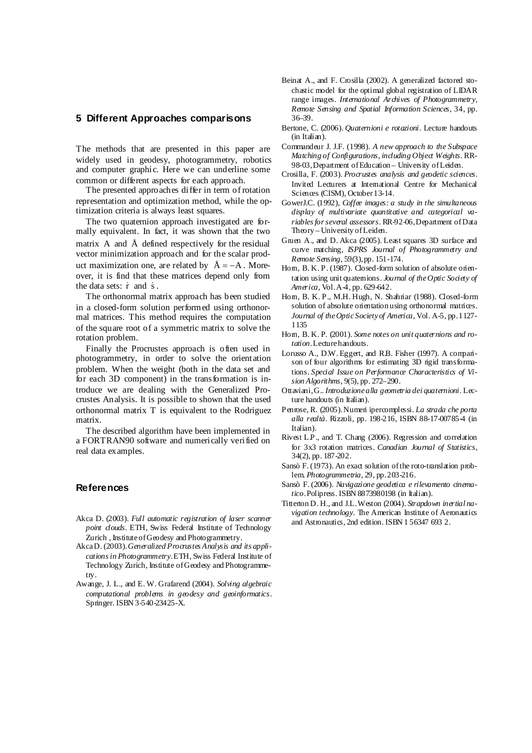## 5 Different Approaches comparisons

The methods that are presented in this paper are widely used in geodesy, photogrammetry, robotics and computer graphic. Here we can underline some common or different aspects for each approach.

The presented approaches differ in term of rotation representation and optimization method, while the optimization criteria is always least squares.

The two quaternion approach investigated are formally equivalent. In fact, it was shown that the two matrix A and $\hat{A}$ defined respectively for the residual vector minimization approach and for the scalar product maximization one, are related by $\hat{A} = -A$. Moreover, it is find that these matrices depend only from the data sets: $\dot{r}$ and $\dot{s}$.

The orthonormal matrix approach has been studied in a closed-form solution performed using orthonormal matrices. This method requires the computation of the square root of a symmetric matrix to solve the rotation problem.

Finally the Procrustes approach is often used in photogrammetry, in order to solve the orientation problem. When the weight (both in the data set and for each 3D component) in the transformation is introduce we are dealing with the Generalized Procrustes Analysis. It is possible to shown that the used orthonormal matrix T is equivalent to the Rodriguez matrix.

The described algorithm have been implemented in a FORTRAN90 software and numerically verified on real data examples.

## References

Akca D. (2003). *Full automatic registration of laser scanner point clouds*. ETH, Swiss Federal Institute of Technology Zurich , Institute of Geodesy and Photogrammetry.

Akca D. (2003). *Generalized Procrustes Analysis and its applications in Photogrammetry*. ETH, Swiss Federal Institute of Technology Zurich, Institute of Geodesy and Photogrammetry.

Awange, J. L., and E. W. Grafarend (2004). *Solving algebraic computational problems in geodesy and geoinformatics*. Springer. ISBN 3-540-23425-X.

Beinat A., and F. Crosilla (2002). A generalized factored stochastic model for the optimal global registration of LIDAR range images. *International Archives of Photogrammetry, Remote Sensing and Spatial Information Sciences*, 34, pp. 36–39.

Bertone, C. (2006). *Quaternioni e rotazioni*. Lecture handouts (in Italian).

Commandeur J. J.F. (1998). *A new approach to the Subspace Matching of Configurations, including Object Weights*. RR-98-03, Department of Education – University of Leiden.

Crosilla, F. (2003). *Procrustes analysis and geodetic sciences*. Invited Lecturers at International Centre for Mechanical Sciences (CISM), October 13-14.

Gower J.C. (1992), *Coffee images: a study in the simultaneous display of multivariate quantitative and categorical variables for several assessors*. RR-92-06, Department of Data Theory – University of Leiden.

Gruen A., and D. Akca (2005). Least squares 3D surface and curve matching, *ISPRS Journal of Photogrammetry and Remote Sensing*, 59(3), pp. 151-174.

Horn, B. K. P. (1987). Closed-form solution of absolute orientation using unit quaternions. *Journal of the Optic Society of America*, Vol. A-4, pp. 629-642.

Horn, B. K. P., M.H. Hugh, N. Shahriar (1988). Closed-form solution of absolute orientation using orthonormal matrices. *Journal of the Optic Society of America*, Vol. A-5, pp. 1127-1135

Horn, B. K. P. (2001). *Some notes on unit quaternions and rotation*. Lecture handouts.

Lorusso A., D.W. Eggert, and R.B. Fisher (1997). A comparison of four algorithms for estimating 3D rigid transformations. *Special Issue on Performance Characteristics of Vision Algorithms*, 9(5), pp. 272–290.

Ottaviani, G.. *Introduzione alla geometria dei quaternioni*. Lecture handouts (in Italian).

Penrose, R. (2005). Numeri ipercomplessi. *La strada che porta alla realtà*. Rizzoli, pp. 198-216, ISBN 88-17-00785-4 (in Italian).

Rivest L.P., and T. Chang (2006). Regression and correlation for 3x3 rotation matrices. *Canadian Journal of Statistics*, 34(2), pp. 187-202.

Sansò F. (1973). An exact solution of the roto-translation problem. *Photogrammetria*, 29, pp. 203-216.

Sansò F. (2006). *Navigazione geodetica e rilevamento cinematico*. Polipress. ISBN 8873980198 (in Italian).

Titterton D. H., and J.L. Weston (2004). *Strapdown inertial navigation technology*. The American Institute of Aeronautics and Astronautics, 2nd edition. ISBN 1 56347 693 2.